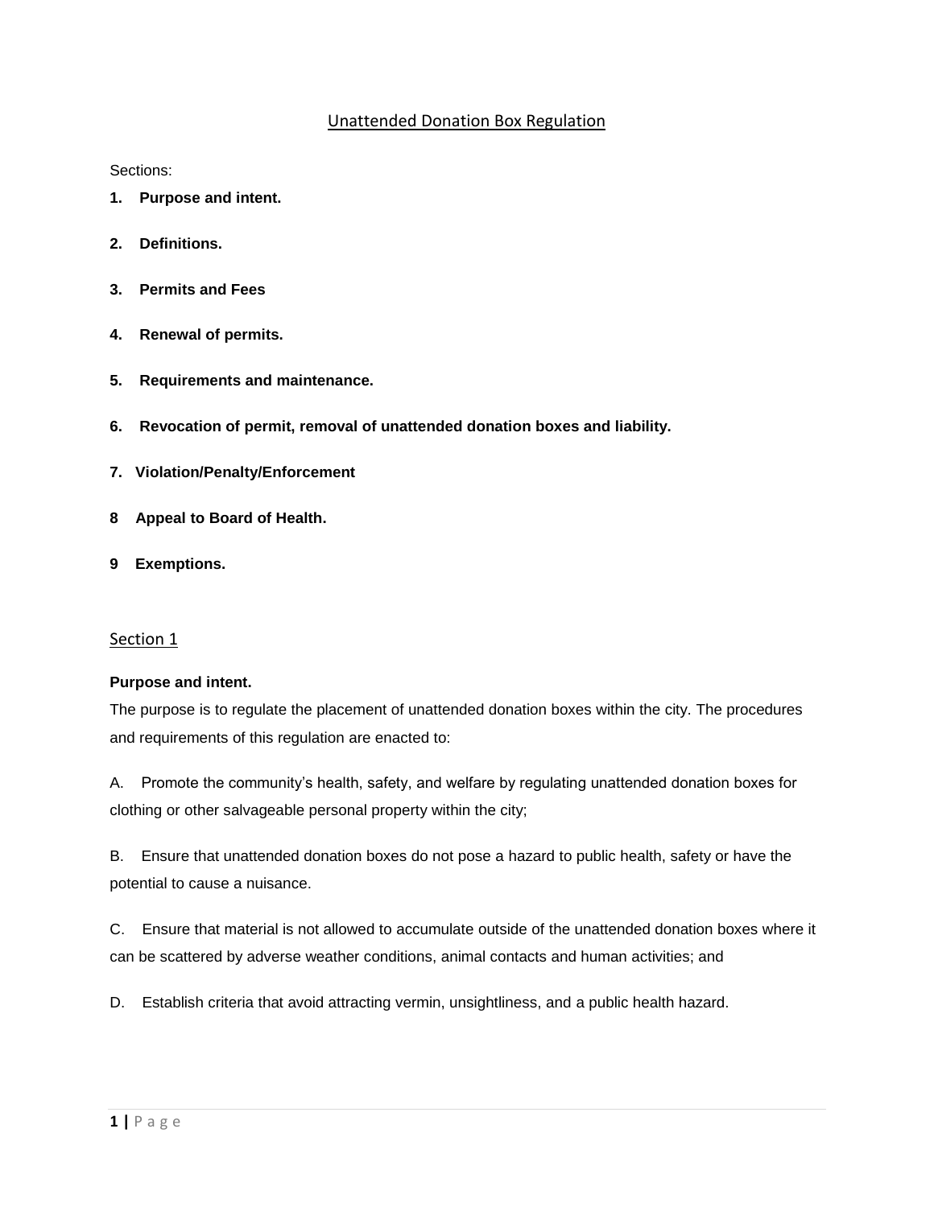# Unattended Donation Box Regulation

Sections:

1. **Purpose and intent.**
2. **Definitions.**
3. **Permits and Fees**
4. **Renewal of permits.**
5. **Requirements and maintenance.**
6. **Revocation of permit, removal of unattended donation boxes and liability.**
7. **Violation/Penalty/Enforcement**

**8 Appeal to Board of Health.**

**9 Exemptions.**

## Section 1

**Purpose and intent.**

The purpose is to regulate the placement of unattended donation boxes within the city. The procedures and requirements of this regulation are enacted to:

A. Promote the community's health, safety, and welfare by regulating unattended donation boxes for clothing or other salvageable personal property within the city;

B. Ensure that unattended donation boxes do not pose a hazard to public health, safety or have the potential to cause a nuisance.

C. Ensure that material is not allowed to accumulate outside of the unattended donation boxes where it can be scattered by adverse weather conditions, animal contacts and human activities; and

D. Establish criteria that avoid attracting vermin, unsightliness, and a public health hazard.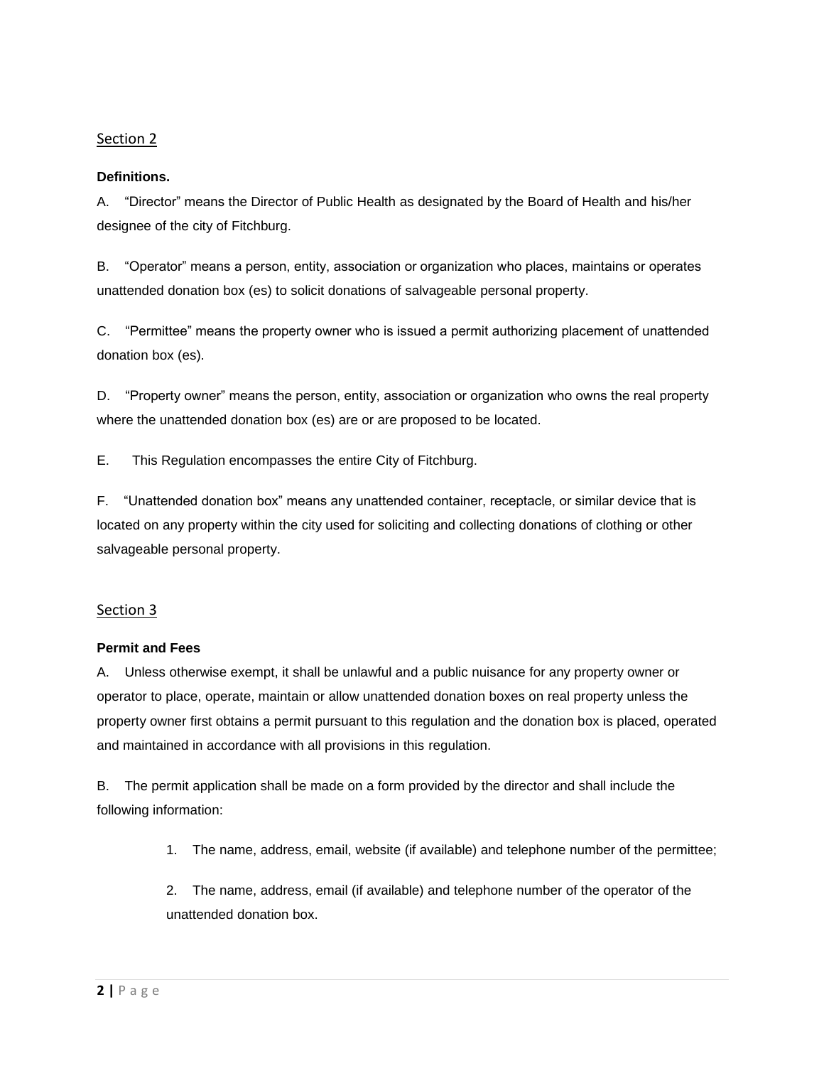## Section 2

**Definitions.**

A. “Director” means the Director of Public Health as designated by the Board of Health and his/her designee of the city of Fitchburg.

B. “Operator” means a person, entity, association or organization who places, maintains or operates unattended donation box (es) to solicit donations of salvageable personal property.

C. “Permittee” means the property owner who is issued a permit authorizing placement of unattended donation box (es).

D. “Property owner” means the person, entity, association or organization who owns the real property where the unattended donation box (es) are or are proposed to be located.

E. This Regulation encompasses the entire City of Fitchburg.

F. “Unattended donation box” means any unattended container, receptacle, or similar device that is located on any property within the city used for soliciting and collecting donations of clothing or other salvageable personal property.

## Section 3

**Permit and Fees**

A. Unless otherwise exempt, it shall be unlawful and a public nuisance for any property owner or operator to place, operate, maintain or allow unattended donation boxes on real property unless the property owner first obtains a permit pursuant to this regulation and the donation box is placed, operated and maintained in accordance with all provisions in this regulation.

B. The permit application shall be made on a form provided by the director and shall include the following information:

1. The name, address, email, website (if available) and telephone number of the permittee;

2. The name, address, email (if available) and telephone number of the operator of the unattended donation box.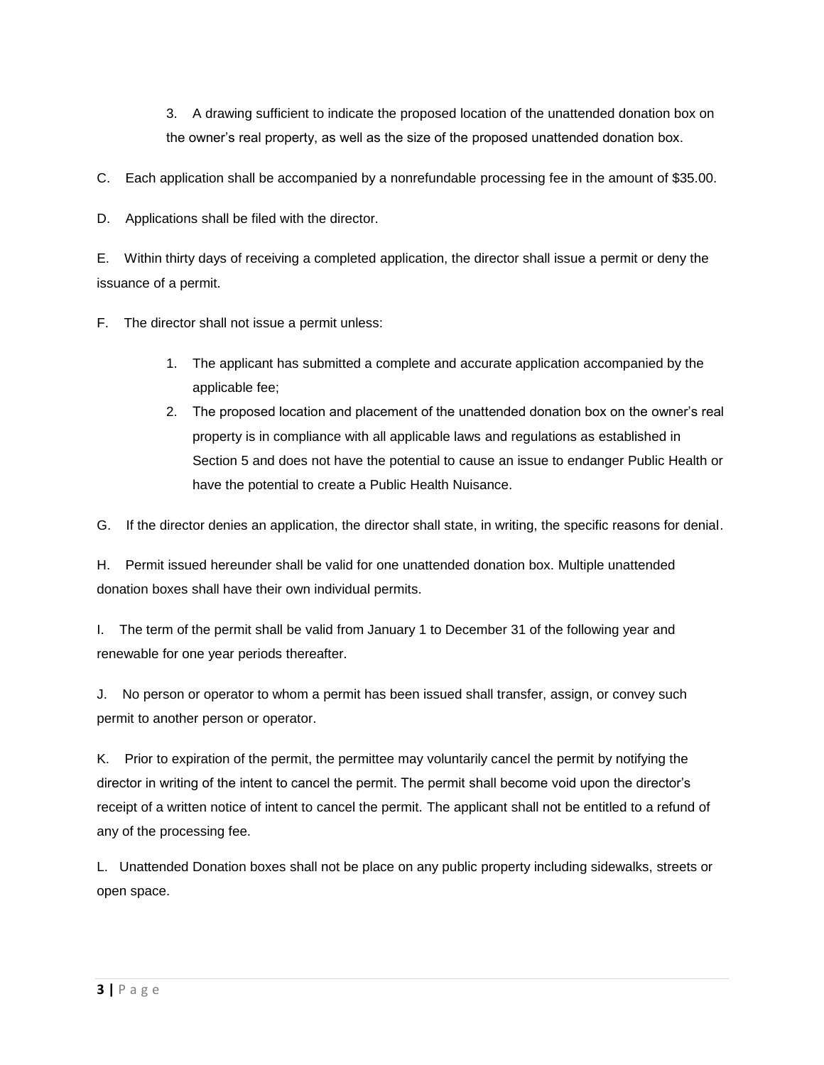3. A drawing sufficient to indicate the proposed location of the unattended donation box on the owner's real property, as well as the size of the proposed unattended donation box.

C. Each application shall be accompanied by a nonrefundable processing fee in the amount of $35.00.

D. Applications shall be filed with the director.

E. Within thirty days of receiving a completed application, the director shall issue a permit or deny the issuance of a permit.

F. The director shall not issue a permit unless:

1. The applicant has submitted a complete and accurate application accompanied by the applicable fee;
2. The proposed location and placement of the unattended donation box on the owner's real property is in compliance with all applicable laws and regulations as established in Section 5 and does not have the potential to cause an issue to endanger Public Health or have the potential to create a Public Health Nuisance.

G. If the director denies an application, the director shall state, in writing, the specific reasons for denial.

H. Permit issued hereunder shall be valid for one unattended donation box. Multiple unattended donation boxes shall have their own individual permits.

I. The term of the permit shall be valid from January 1 to December 31 of the following year and renewable for one year periods thereafter.

J. No person or operator to whom a permit has been issued shall transfer, assign, or convey such permit to another person or operator.

K. Prior to expiration of the permit, the permittee may voluntarily cancel the permit by notifying the director in writing of the intent to cancel the permit. The permit shall become void upon the director's receipt of a written notice of intent to cancel the permit. The applicant shall not be entitled to a refund of any of the processing fee.

L. Unattended Donation boxes shall not be place on any public property including sidewalks, streets or open space.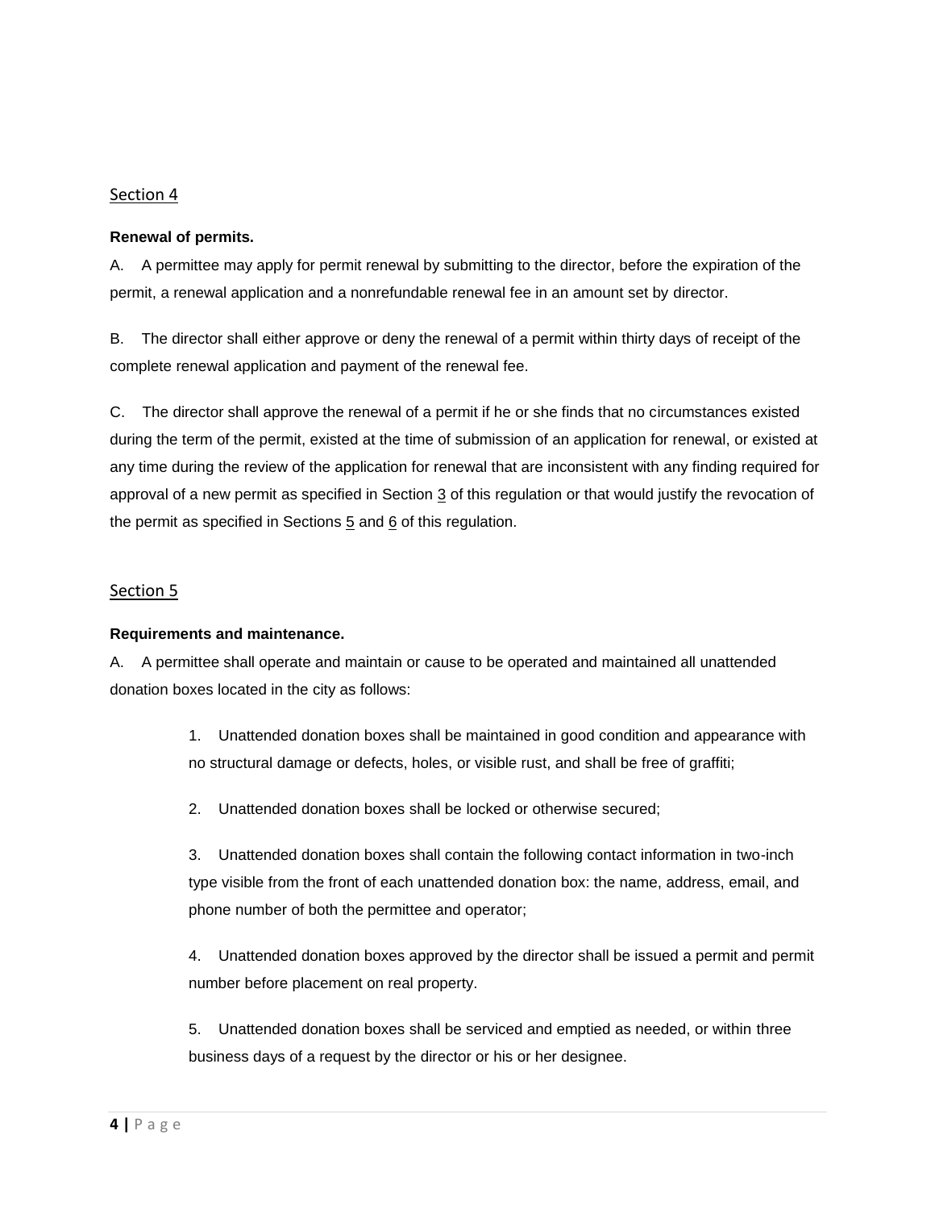## Section 4

**Renewal of permits.**

A. A permittee may apply for permit renewal by submitting to the director, before the expiration of the permit, a renewal application and a nonrefundable renewal fee in an amount set by director.

B. The director shall either approve or deny the renewal of a permit within thirty days of receipt of the complete renewal application and payment of the renewal fee.

C. The director shall approve the renewal of a permit if he or she finds that no circumstances existed during the term of the permit, existed at the time of submission of an application for renewal, or existed at any time during the review of the application for renewal that are inconsistent with any finding required for approval of a new permit as specified in Section 3 of this regulation or that would justify the revocation of the permit as specified in Sections 5 and 6 of this regulation.

## Section 5

**Requirements and maintenance.**

A. A permittee shall operate and maintain or cause to be operated and maintained all unattended donation boxes located in the city as follows:

1. Unattended donation boxes shall be maintained in good condition and appearance with no structural damage or defects, holes, or visible rust, and shall be free of graffiti;

2. Unattended donation boxes shall be locked or otherwise secured;

3. Unattended donation boxes shall contain the following contact information in two-inch type visible from the front of each unattended donation box: the name, address, email, and phone number of both the permittee and operator;

4. Unattended donation boxes approved by the director shall be issued a permit and permit number before placement on real property.

5. Unattended donation boxes shall be serviced and emptied as needed, or within three business days of a request by the director or his or her designee.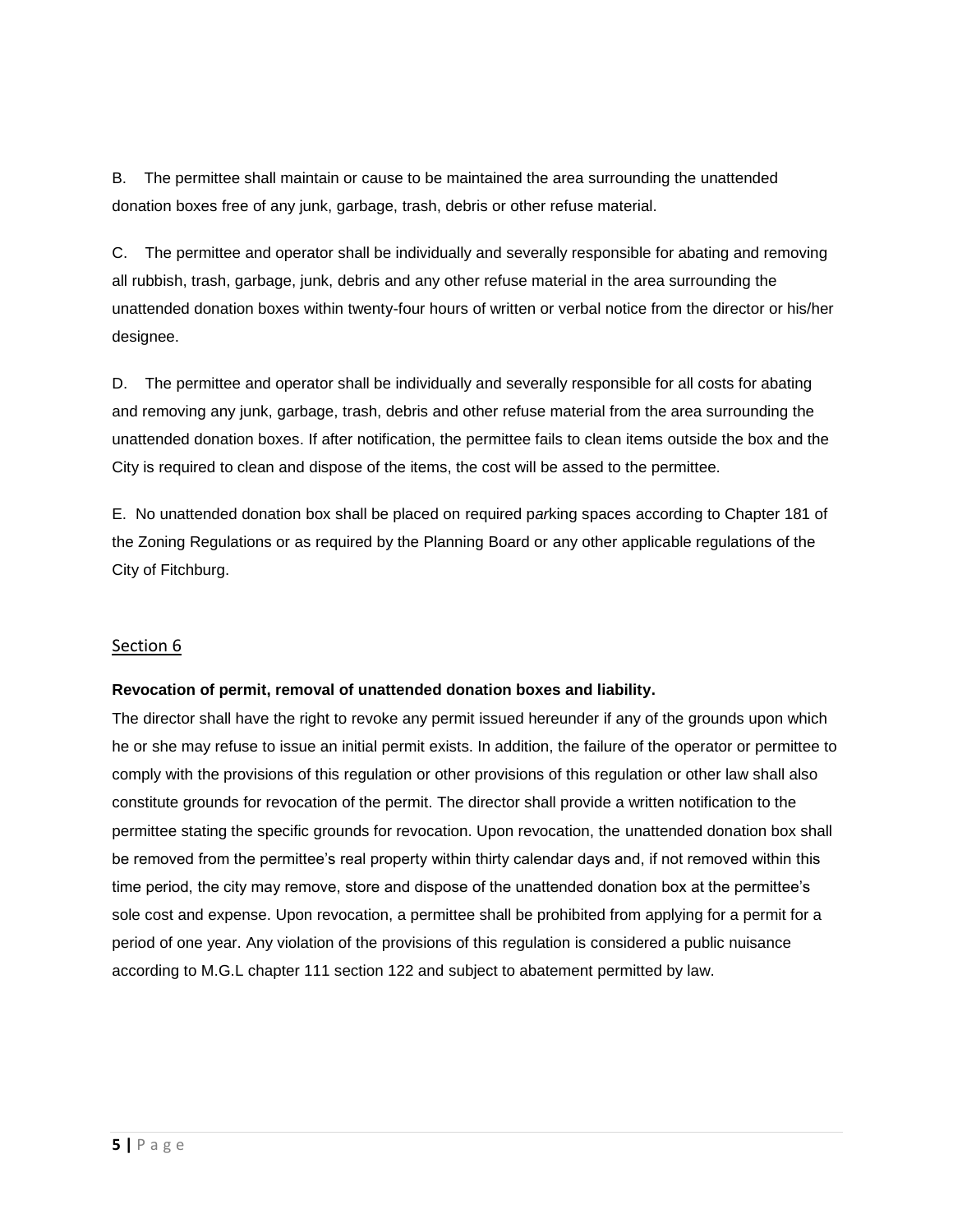B. The permittee shall maintain or cause to be maintained the area surrounding the unattended donation boxes free of any junk, garbage, trash, debris or other refuse material.

C. The permittee and operator shall be individually and severally responsible for abating and removing all rubbish, trash, garbage, junk, debris and any other refuse material in the area surrounding the unattended donation boxes within twenty-four hours of written or verbal notice from the director or his/her designee.

D. The permittee and operator shall be individually and severally responsible for all costs for abating and removing any junk, garbage, trash, debris and other refuse material from the area surrounding the unattended donation boxes. If after notification, the permittee fails to clean items outside the box and the City is required to clean and dispose of the items, the cost will be assed to the permittee.

E. No unattended donation box shall be placed on required parking spaces according to Chapter 181 of the Zoning Regulations or as required by the Planning Board or any other applicable regulations of the City of Fitchburg.

## Section 6

**Revocation of permit, removal of unattended donation boxes and liability.**

The director shall have the right to revoke any permit issued hereunder if any of the grounds upon which he or she may refuse to issue an initial permit exists. In addition, the failure of the operator or permittee to comply with the provisions of this regulation or other provisions of this regulation or other law shall also constitute grounds for revocation of the permit. The director shall provide a written notification to the permittee stating the specific grounds for revocation. Upon revocation, the unattended donation box shall be removed from the permittee's real property within thirty calendar days and, if not removed within this time period, the city may remove, store and dispose of the unattended donation box at the permittee's sole cost and expense. Upon revocation, a permittee shall be prohibited from applying for a permit for a period of one year. Any violation of the provisions of this regulation is considered a public nuisance according to M.G.L chapter 111 section 122 and subject to abatement permitted by law.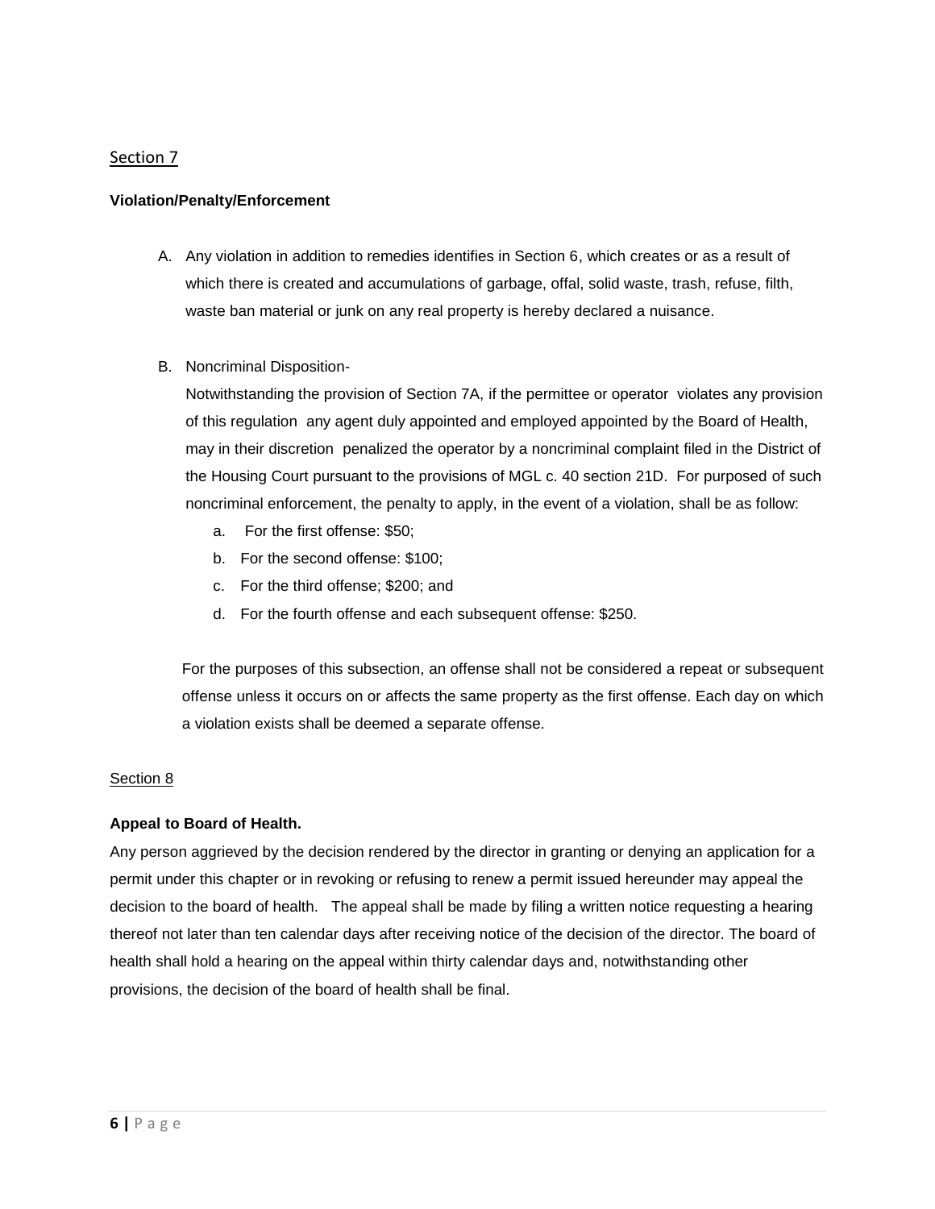## Section 7

**Violation/Penalty/Enforcement**

A. Any violation in addition to remedies identifies in Section 6, which creates or as a result of which there is created and accumulations of garbage, offal, solid waste, trash, refuse, filth, waste ban material or junk on any real property is hereby declared a nuisance.

B. Noncriminal Disposition-

   Notwithstanding the provision of Section 7A, if the permittee or operator violates any provision of this regulation any agent duly appointed and employed appointed by the Board of Health, may in their discretion penalized the operator by a noncriminal complaint filed in the District of the Housing Court pursuant to the provisions of MGL c. 40 section 21D. For purposed of such noncriminal enforcement, the penalty to apply, in the event of a violation, shall be as follow:

   a. For the first offense: $50;
   b. For the second offense: $100;
   c. For the third offense; $200; and
   d. For the fourth offense and each subsequent offense: $250.

   For the purposes of this subsection, an offense shall not be considered a repeat or subsequent offense unless it occurs on or affects the same property as the first offense. Each day on which a violation exists shall be deemed a separate offense.

## Section 8

**Appeal to Board of Health.**

Any person aggrieved by the decision rendered by the director in granting or denying an application for a permit under this chapter or in revoking or refusing to renew a permit issued hereunder may appeal the decision to the board of health. The appeal shall be made by filing a written notice requesting a hearing thereof not later than ten calendar days after receiving notice of the decision of the director. The board of health shall hold a hearing on the appeal within thirty calendar days and, notwithstanding other provisions, the decision of the board of health shall be final.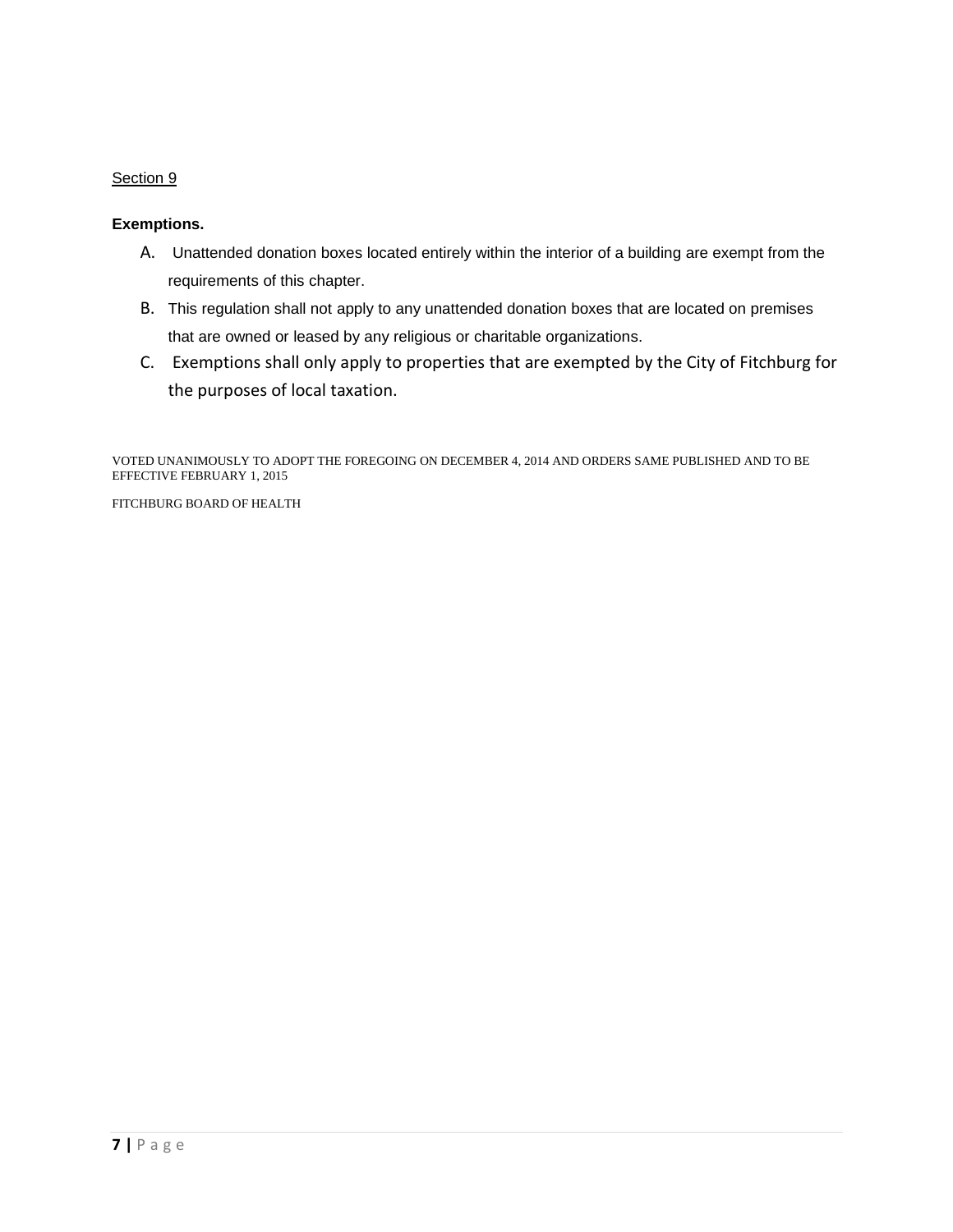Section 9

**Exemptions.**

A. Unattended donation boxes located entirely within the interior of a building are exempt from the requirements of this chapter.

B. This regulation shall not apply to any unattended donation boxes that are located on premises that are owned or leased by any religious or charitable organizations.

C. Exemptions shall only apply to properties that are exempted by the City of Fitchburg for the purposes of local taxation.

VOTED UNANIMOUSLY TO ADOPT THE FOREGOING ON DECEMBER 4, 2014 AND ORDERS SAME PUBLISHED AND TO BE EFFECTIVE FEBRUARY 1, 2015

FITCHBURG BOARD OF HEALTH